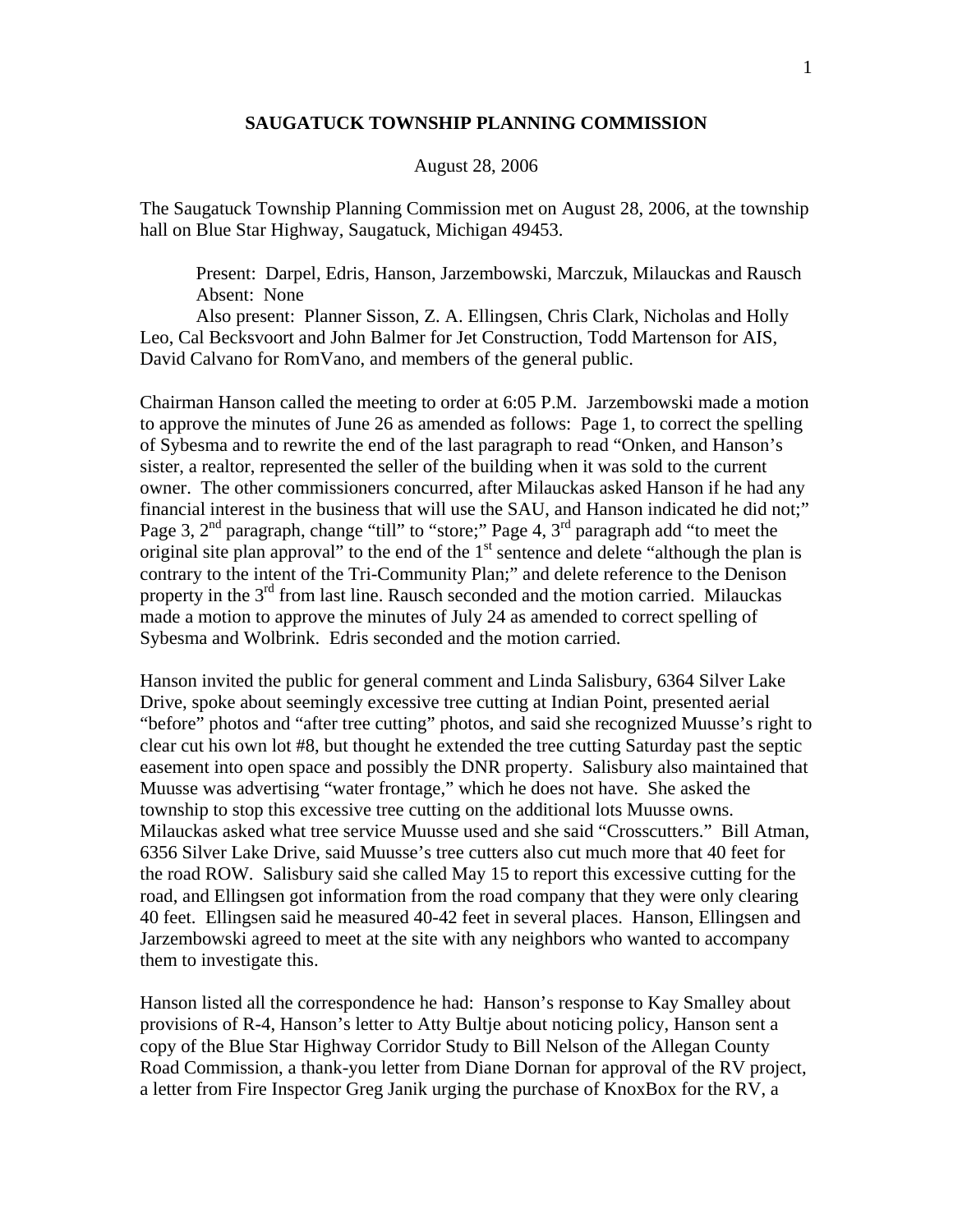**SAUGATUCK TOWNSHIP PLANNING COMMISSION**

August 28, 2006

The Saugatuck Township Planning Commission met on August 28, 2006, at the township hall on Blue Star Highway, Saugatuck, Michigan 49453.

Present: Darpel, Edris, Hanson, Jarzembowski, Marczuk, Milauckas and Rausch
Absent: None
Also present: Planner Sisson, Z. A. Ellingsen, Chris Clark, Nicholas and Holly Leo, Cal Becksvoort and John Balmer for Jet Construction, Todd Martenson for AIS, David Calvano for RomVano, and members of the general public.

Chairman Hanson called the meeting to order at 6:05 P.M. Jarzembowski made a motion to approve the minutes of June 26 as amended as follows: Page 1, to correct the spelling of Sybesma and to rewrite the end of the last paragraph to read "Onken, and Hanson's sister, a realtor, represented the seller of the building when it was sold to the current owner. The other commissioners concurred, after Milauckas asked Hanson if he had any financial interest in the business that will use the SAU, and Hanson indicated he did not;" Page 3, 2nd paragraph, change "till" to "store;" Page 4, 3rd paragraph add "to meet the original site plan approval" to the end of the 1st sentence and delete "although the plan is contrary to the intent of the Tri-Community Plan;" and delete reference to the Denison property in the 3rd from last line. Rausch seconded and the motion carried. Milauckas made a motion to approve the minutes of July 24 as amended to correct spelling of Sybesma and Wolbrink. Edris seconded and the motion carried.

Hanson invited the public for general comment and Linda Salisbury, 6364 Silver Lake Drive, spoke about seemingly excessive tree cutting at Indian Point, presented aerial "before" photos and "after tree cutting" photos, and said she recognized Muusse's right to clear cut his own lot #8, but thought he extended the tree cutting Saturday past the septic easement into open space and possibly the DNR property. Salisbury also maintained that Muusse was advertising "water frontage," which he does not have. She asked the township to stop this excessive tree cutting on the additional lots Muusse owns. Milauckas asked what tree service Muusse used and she said "Crosscutters." Bill Atman, 6356 Silver Lake Drive, said Muusse's tree cutters also cut much more that 40 feet for the road ROW. Salisbury said she called May 15 to report this excessive cutting for the road, and Ellingsen got information from the road company that they were only clearing 40 feet. Ellingsen said he measured 40-42 feet in several places. Hanson, Ellingsen and Jarzembowski agreed to meet at the site with any neighbors who wanted to accompany them to investigate this.

Hanson listed all the correspondence he had: Hanson's response to Kay Smalley about provisions of R-4, Hanson's letter to Atty Bultje about noticing policy, Hanson sent a copy of the Blue Star Highway Corridor Study to Bill Nelson of the Allegan County Road Commission, a thank-you letter from Diane Dornan for approval of the RV project, a letter from Fire Inspector Greg Janik urging the purchase of KnoxBox for the RV, a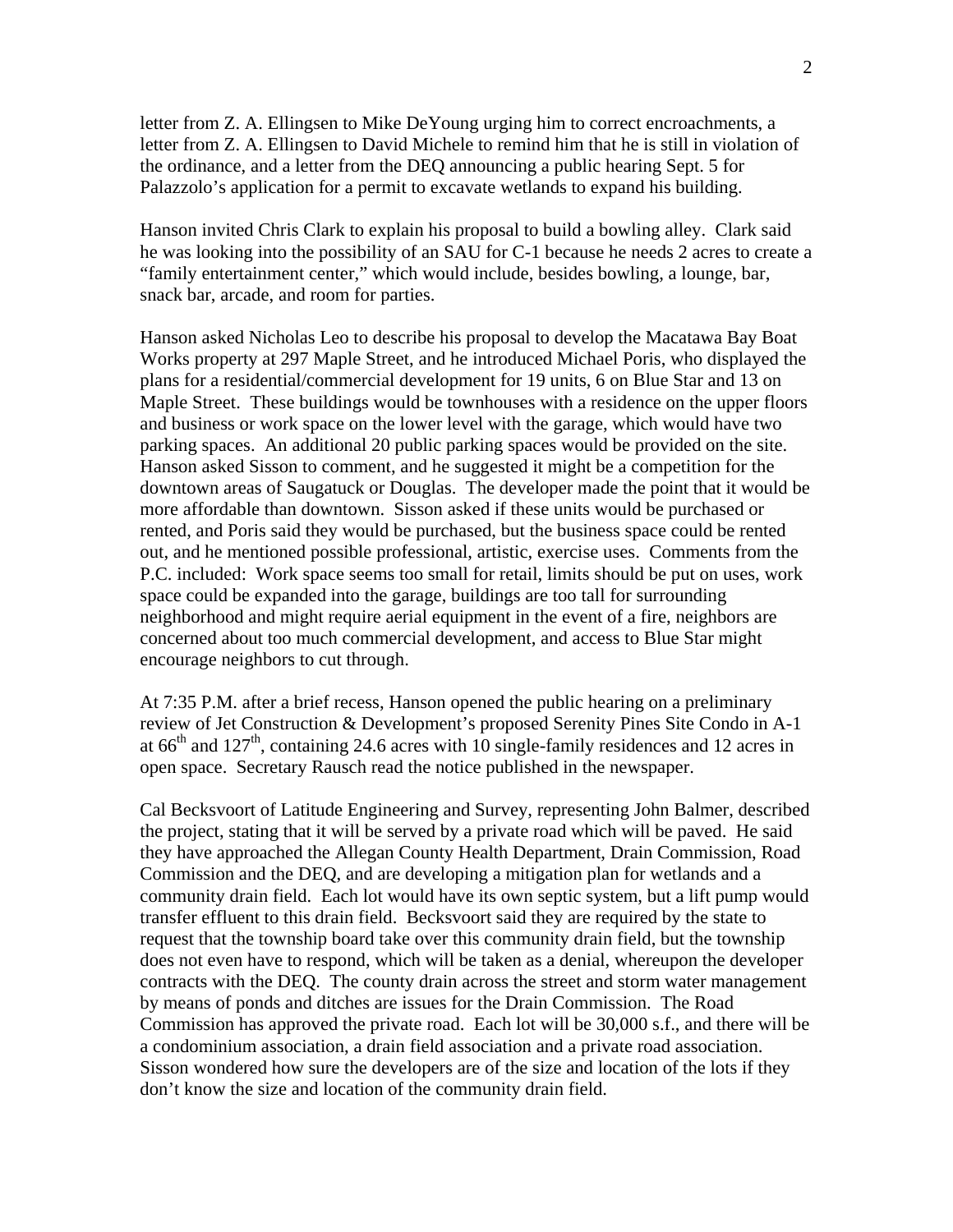letter from Z. A. Ellingsen to Mike DeYoung urging him to correct encroachments, a letter from Z. A. Ellingsen to David Michele to remind him that he is still in violation of the ordinance, and a letter from the DEQ announcing a public hearing Sept. 5 for Palazzolo's application for a permit to excavate wetlands to expand his building.

Hanson invited Chris Clark to explain his proposal to build a bowling alley. Clark said he was looking into the possibility of an SAU for C-1 because he needs 2 acres to create a "family entertainment center," which would include, besides bowling, a lounge, bar, snack bar, arcade, and room for parties.

Hanson asked Nicholas Leo to describe his proposal to develop the Macatawa Bay Boat Works property at 297 Maple Street, and he introduced Michael Poris, who displayed the plans for a residential/commercial development for 19 units, 6 on Blue Star and 13 on Maple Street. These buildings would be townhouses with a residence on the upper floors and business or work space on the lower level with the garage, which would have two parking spaces. An additional 20 public parking spaces would be provided on the site. Hanson asked Sisson to comment, and he suggested it might be a competition for the downtown areas of Saugatuck or Douglas. The developer made the point that it would be more affordable than downtown. Sisson asked if these units would be purchased or rented, and Poris said they would be purchased, but the business space could be rented out, and he mentioned possible professional, artistic, exercise uses. Comments from the P.C. included: Work space seems too small for retail, limits should be put on uses, work space could be expanded into the garage, buildings are too tall for surrounding neighborhood and might require aerial equipment in the event of a fire, neighbors are concerned about too much commercial development, and access to Blue Star might encourage neighbors to cut through.

At 7:35 P.M. after a brief recess, Hanson opened the public hearing on a preliminary review of Jet Construction & Development's proposed Serenity Pines Site Condo in A-1 at 66th and 127th, containing 24.6 acres with 10 single-family residences and 12 acres in open space. Secretary Rausch read the notice published in the newspaper.

Cal Becksvoort of Latitude Engineering and Survey, representing John Balmer, described the project, stating that it will be served by a private road which will be paved. He said they have approached the Allegan County Health Department, Drain Commission, Road Commission and the DEQ, and are developing a mitigation plan for wetlands and a community drain field. Each lot would have its own septic system, but a lift pump would transfer effluent to this drain field. Becksvoort said they are required by the state to request that the township board take over this community drain field, but the township does not even have to respond, which will be taken as a denial, whereupon the developer contracts with the DEQ. The county drain across the street and storm water management by means of ponds and ditches are issues for the Drain Commission. The Road Commission has approved the private road. Each lot will be 30,000 s.f., and there will be a condominium association, a drain field association and a private road association. Sisson wondered how sure the developers are of the size and location of the lots if they don't know the size and location of the community drain field.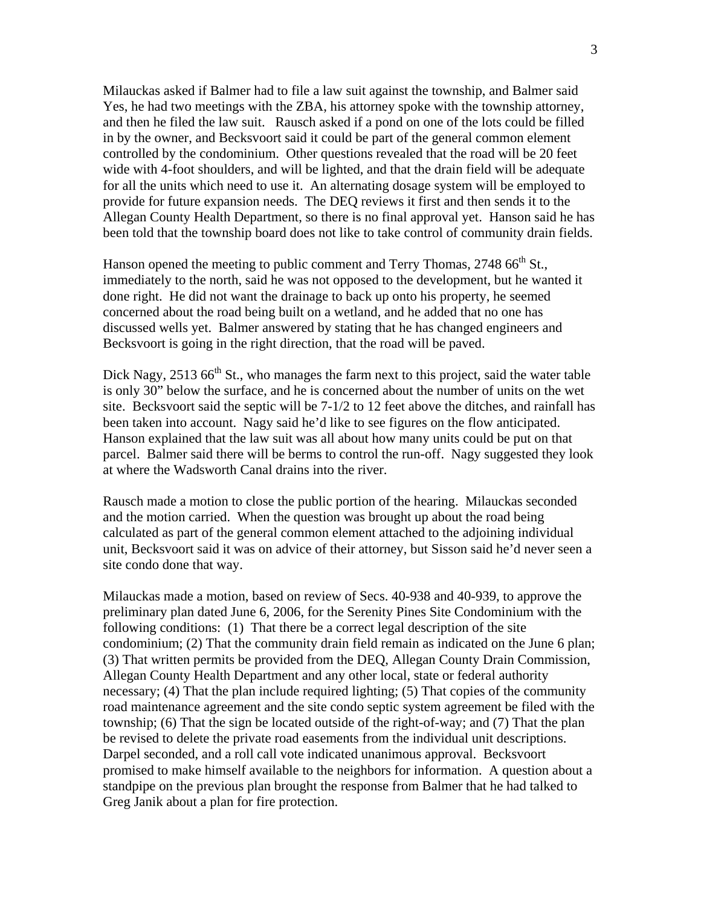Milauckas asked if Balmer had to file a law suit against the township, and Balmer said Yes, he had two meetings with the ZBA, his attorney spoke with the township attorney, and then he filed the law suit. Rausch asked if a pond on one of the lots could be filled in by the owner, and Becksvoort said it could be part of the general common element controlled by the condominium. Other questions revealed that the road will be 20 feet wide with 4-foot shoulders, and will be lighted, and that the drain field will be adequate for all the units which need to use it. An alternating dosage system will be employed to provide for future expansion needs. The DEQ reviews it first and then sends it to the Allegan County Health Department, so there is no final approval yet. Hanson said he has been told that the township board does not like to take control of community drain fields.

Hanson opened the meeting to public comment and Terry Thomas, 2748 66th St., immediately to the north, said he was not opposed to the development, but he wanted it done right. He did not want the drainage to back up onto his property, he seemed concerned about the road being built on a wetland, and he added that no one has discussed wells yet. Balmer answered by stating that he has changed engineers and Becksvoort is going in the right direction, that the road will be paved.

Dick Nagy, 2513 66th St., who manages the farm next to this project, said the water table is only 30" below the surface, and he is concerned about the number of units on the wet site. Becksvoort said the septic will be 7-1/2 to 12 feet above the ditches, and rainfall has been taken into account. Nagy said he'd like to see figures on the flow anticipated. Hanson explained that the law suit was all about how many units could be put on that parcel. Balmer said there will be berms to control the run-off. Nagy suggested they look at where the Wadsworth Canal drains into the river.

Rausch made a motion to close the public portion of the hearing. Milauckas seconded and the motion carried. When the question was brought up about the road being calculated as part of the general common element attached to the adjoining individual unit, Becksvoort said it was on advice of their attorney, but Sisson said he'd never seen a site condo done that way.

Milauckas made a motion, based on review of Secs. 40-938 and 40-939, to approve the preliminary plan dated June 6, 2006, for the Serenity Pines Site Condominium with the following conditions: (1) That there be a correct legal description of the site condominium; (2) That the community drain field remain as indicated on the June 6 plan; (3) That written permits be provided from the DEQ, Allegan County Drain Commission, Allegan County Health Department and any other local, state or federal authority necessary; (4) That the plan include required lighting; (5) That copies of the community road maintenance agreement and the site condo septic system agreement be filed with the township; (6) That the sign be located outside of the right-of-way; and (7) That the plan be revised to delete the private road easements from the individual unit descriptions. Darpel seconded, and a roll call vote indicated unanimous approval. Becksvoort promised to make himself available to the neighbors for information. A question about a standpipe on the previous plan brought the response from Balmer that he had talked to Greg Janik about a plan for fire protection.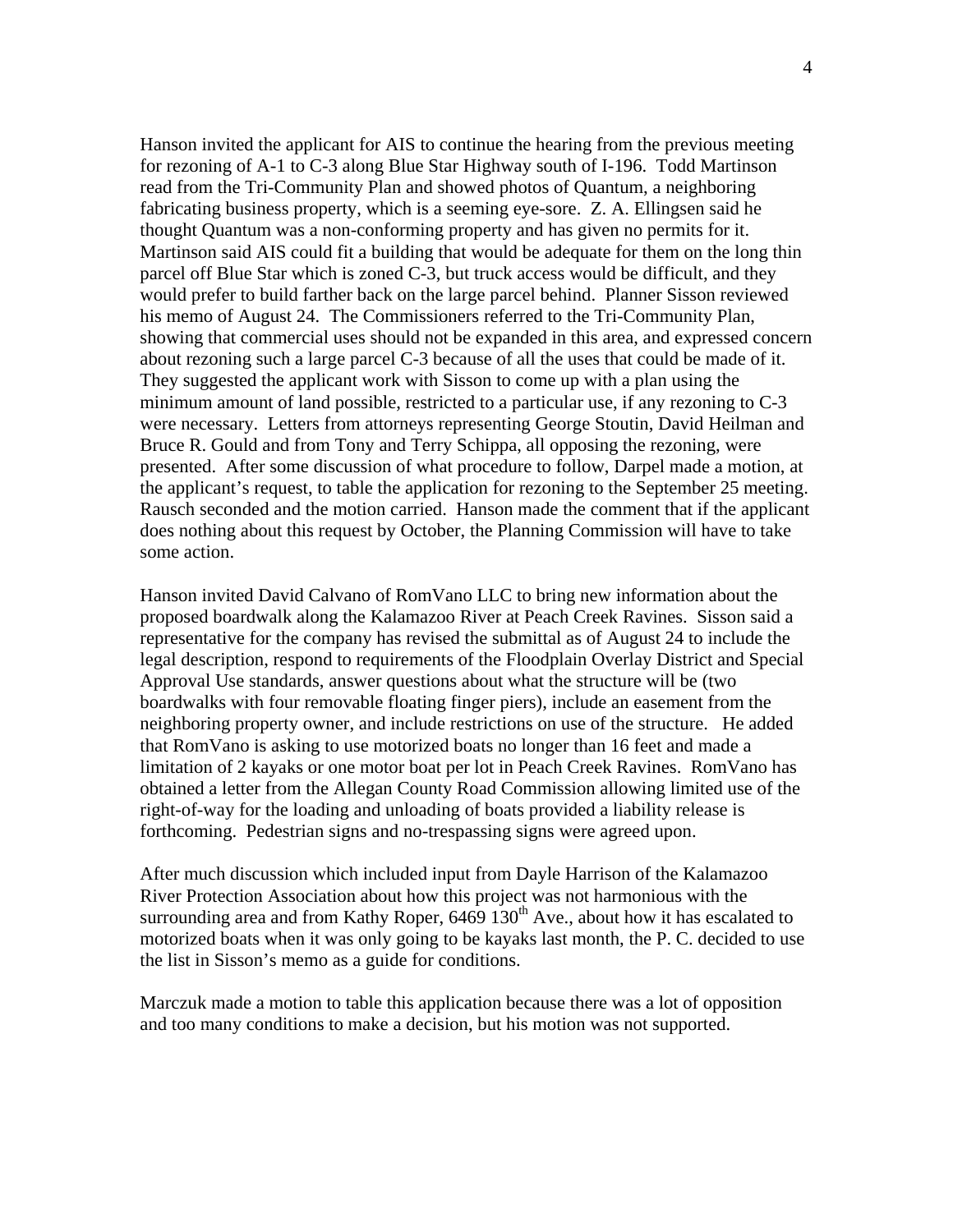Hanson invited the applicant for AIS to continue the hearing from the previous meeting for rezoning of A-1 to C-3 along Blue Star Highway south of I-196. Todd Martinson read from the Tri-Community Plan and showed photos of Quantum, a neighboring fabricating business property, which is a seeming eye-sore. Z. A. Ellingsen said he thought Quantum was a non-conforming property and has given no permits for it. Martinson said AIS could fit a building that would be adequate for them on the long thin parcel off Blue Star which is zoned C-3, but truck access would be difficult, and they would prefer to build farther back on the large parcel behind. Planner Sisson reviewed his memo of August 24. The Commissioners referred to the Tri-Community Plan, showing that commercial uses should not be expanded in this area, and expressed concern about rezoning such a large parcel C-3 because of all the uses that could be made of it. They suggested the applicant work with Sisson to come up with a plan using the minimum amount of land possible, restricted to a particular use, if any rezoning to C-3 were necessary. Letters from attorneys representing George Stoutin, David Heilman and Bruce R. Gould and from Tony and Terry Schippa, all opposing the rezoning, were presented. After some discussion of what procedure to follow, Darpel made a motion, at the applicant's request, to table the application for rezoning to the September 25 meeting. Rausch seconded and the motion carried. Hanson made the comment that if the applicant does nothing about this request by October, the Planning Commission will have to take some action.

Hanson invited David Calvano of RomVano LLC to bring new information about the proposed boardwalk along the Kalamazoo River at Peach Creek Ravines. Sisson said a representative for the company has revised the submittal as of August 24 to include the legal description, respond to requirements of the Floodplain Overlay District and Special Approval Use standards, answer questions about what the structure will be (two boardwalks with four removable floating finger piers), include an easement from the neighboring property owner, and include restrictions on use of the structure. He added that RomVano is asking to use motorized boats no longer than 16 feet and made a limitation of 2 kayaks or one motor boat per lot in Peach Creek Ravines. RomVano has obtained a letter from the Allegan County Road Commission allowing limited use of the right-of-way for the loading and unloading of boats provided a liability release is forthcoming. Pedestrian signs and no-trespassing signs were agreed upon.

After much discussion which included input from Dayle Harrison of the Kalamazoo River Protection Association about how this project was not harmonious with the surrounding area and from Kathy Roper, 6469 130th Ave., about how it has escalated to motorized boats when it was only going to be kayaks last month, the P. C. decided to use the list in Sisson's memo as a guide for conditions.

Marczuk made a motion to table this application because there was a lot of opposition and too many conditions to make a decision, but his motion was not supported.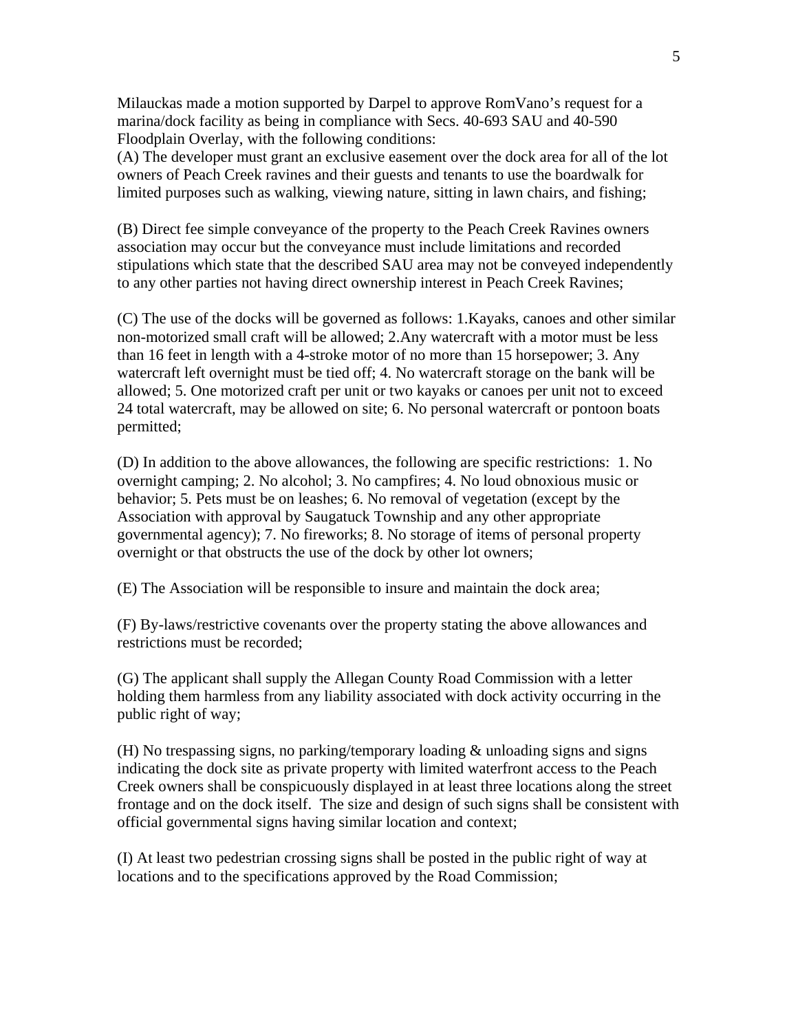Milauckas made a motion supported by Darpel to approve RomVano's request for a marina/dock facility as being in compliance with Secs. 40-693 SAU and 40-590 Floodplain Overlay, with the following conditions:

(A) The developer must grant an exclusive easement over the dock area for all of the lot owners of Peach Creek ravines and their guests and tenants to use the boardwalk for limited purposes such as walking, viewing nature, sitting in lawn chairs, and fishing;

(B) Direct fee simple conveyance of the property to the Peach Creek Ravines owners association may occur but the conveyance must include limitations and recorded stipulations which state that the described SAU area may not be conveyed independently to any other parties not having direct ownership interest in Peach Creek Ravines;

(C) The use of the docks will be governed as follows: 1.Kayaks, canoes and other similar non-motorized small craft will be allowed; 2.Any watercraft with a motor must be less than 16 feet in length with a 4-stroke motor of no more than 15 horsepower; 3. Any watercraft left overnight must be tied off; 4. No watercraft storage on the bank will be allowed; 5. One motorized craft per unit or two kayaks or canoes per unit not to exceed 24 total watercraft, may be allowed on site; 6. No personal watercraft or pontoon boats permitted;

(D) In addition to the above allowances, the following are specific restrictions: 1. No overnight camping; 2. No alcohol; 3. No campfires; 4. No loud obnoxious music or behavior; 5. Pets must be on leashes; 6. No removal of vegetation (except by the Association with approval by Saugatuck Township and any other appropriate governmental agency); 7. No fireworks; 8. No storage of items of personal property overnight or that obstructs the use of the dock by other lot owners;

(E) The Association will be responsible to insure and maintain the dock area;

(F) By-laws/restrictive covenants over the property stating the above allowances and restrictions must be recorded;

(G) The applicant shall supply the Allegan County Road Commission with a letter holding them harmless from any liability associated with dock activity occurring in the public right of way;

(H) No trespassing signs, no parking/temporary loading & unloading signs and signs indicating the dock site as private property with limited waterfront access to the Peach Creek owners shall be conspicuously displayed in at least three locations along the street frontage and on the dock itself. The size and design of such signs shall be consistent with official governmental signs having similar location and context;

(I) At least two pedestrian crossing signs shall be posted in the public right of way at locations and to the specifications approved by the Road Commission;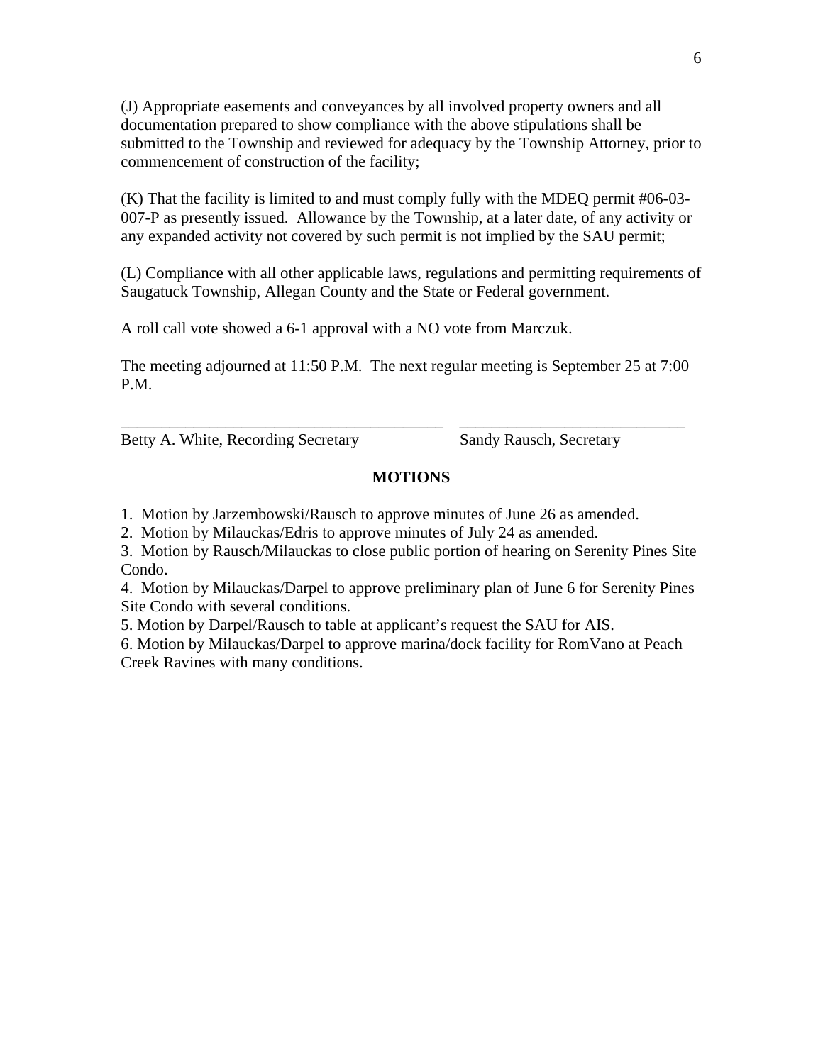(J) Appropriate easements and conveyances by all involved property owners and all documentation prepared to show compliance with the above stipulations shall be submitted to the Township and reviewed for adequacy by the Township Attorney, prior to commencement of construction of the facility;

(K) That the facility is limited to and must comply fully with the MDEQ permit #06-03-007-P as presently issued. Allowance by the Township, at a later date, of any activity or any expanded activity not covered by such permit is not implied by the SAU permit;

(L) Compliance with all other applicable laws, regulations and permitting requirements of Saugatuck Township, Allegan County and the State or Federal government.

A roll call vote showed a 6-1 approval with a NO vote from Marczuk.

The meeting adjourned at 11:50 P.M. The next regular meeting is September 25 at 7:00 P.M.

\_\_\_\_\_\_\_\_\_\_\_\_\_\_\_\_\_\_\_\_\_\_\_\_\_\_\_\_\_\_\_\_\_\_\_\_\_\_\_\_ \_\_\_\_\_\_\_\_\_\_\_\_\_\_\_\_\_\_\_\_\_\_\_\_\_\_\_\_\_\_

Betty A. White, Recording Secretary Sandy Rausch, Secretary

## MOTIONS

1. Motion by Jarzembowski/Rausch to approve minutes of June 26 as amended.
2. Motion by Milauckas/Edris to approve minutes of July 24 as amended.
3. Motion by Rausch/Milauckas to close public portion of hearing on Serenity Pines Site Condo.
4. Motion by Milauckas/Darpel to approve preliminary plan of June 6 for Serenity Pines Site Condo with several conditions.
5. Motion by Darpel/Rausch to table at applicant's request the SAU for AIS.
6. Motion by Milauckas/Darpel to approve marina/dock facility for RomVano at Peach Creek Ravines with many conditions.